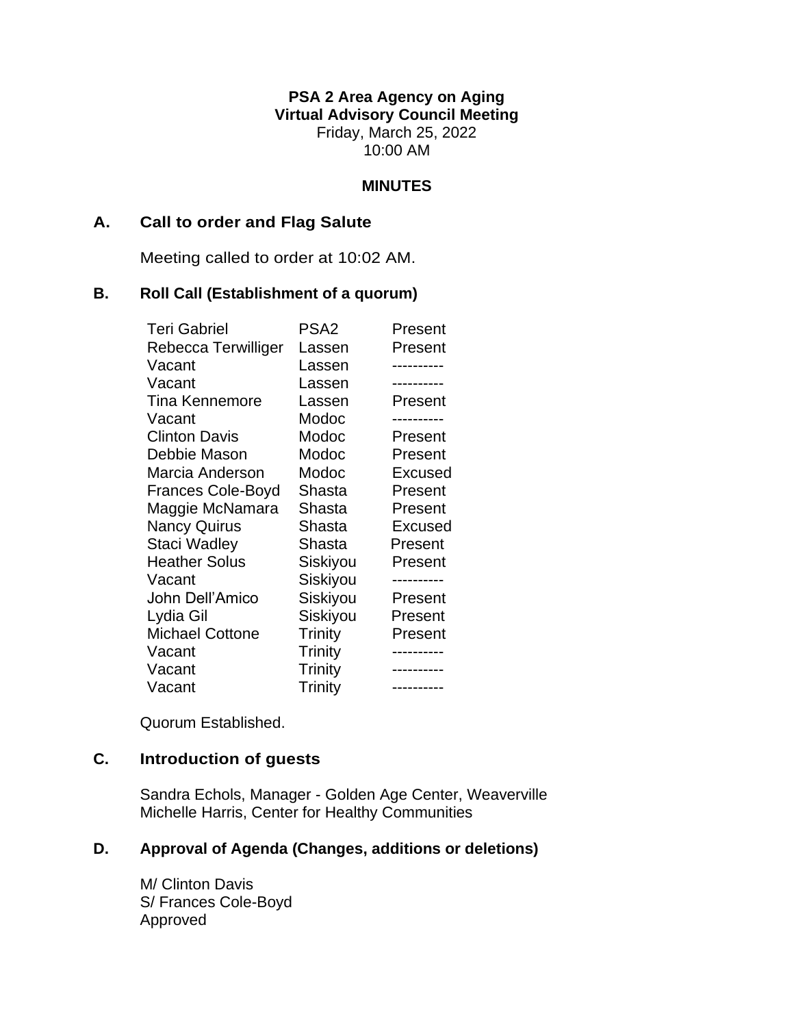**PSA 2 Area Agency on Aging**
**Virtual Advisory Council Meeting**
Friday, March 25, 2022
10:00 AM

**MINUTES**

## A. Call to order and Flag Salute

Meeting called to order at 10:02 AM.

## B. Roll Call (Establishment of a quorum)

| | | |
|---|---|---|
| Teri Gabriel | PSA2 | Present |
| Rebecca Terwilliger | Lassen | Present |
| Vacant | Lassen | ---------- |
| Vacant | Lassen | ---------- |
| Tina Kennemore | Lassen | Present |
| Vacant | Modoc | ---------- |
| Clinton Davis | Modoc | Present |
| Debbie Mason | Modoc | Present |
| Marcia Anderson | Modoc | Excused |
| Frances Cole-Boyd | Shasta | Present |
| Maggie McNamara | Shasta | Present |
| Nancy Quirus | Shasta | Excused |
| Staci Wadley | Shasta | Present |
| Heather Solus | Siskiyou | Present |
| Vacant | Siskiyou | ---------- |
| John Dell'Amico | Siskiyou | Present |
| Lydia Gil | Siskiyou | Present |
| Michael Cottone | Trinity | Present |
| Vacant | Trinity | ---------- |
| Vacant | Trinity | ---------- |
| Vacant | Trinity | ---------- |

Quorum Established.

## C. Introduction of guests

Sandra Echols, Manager - Golden Age Center, Weaverville
Michelle Harris, Center for Healthy Communities

## D. Approval of Agenda (Changes, additions or deletions)

M/ Clinton Davis
S/ Frances Cole-Boyd
Approved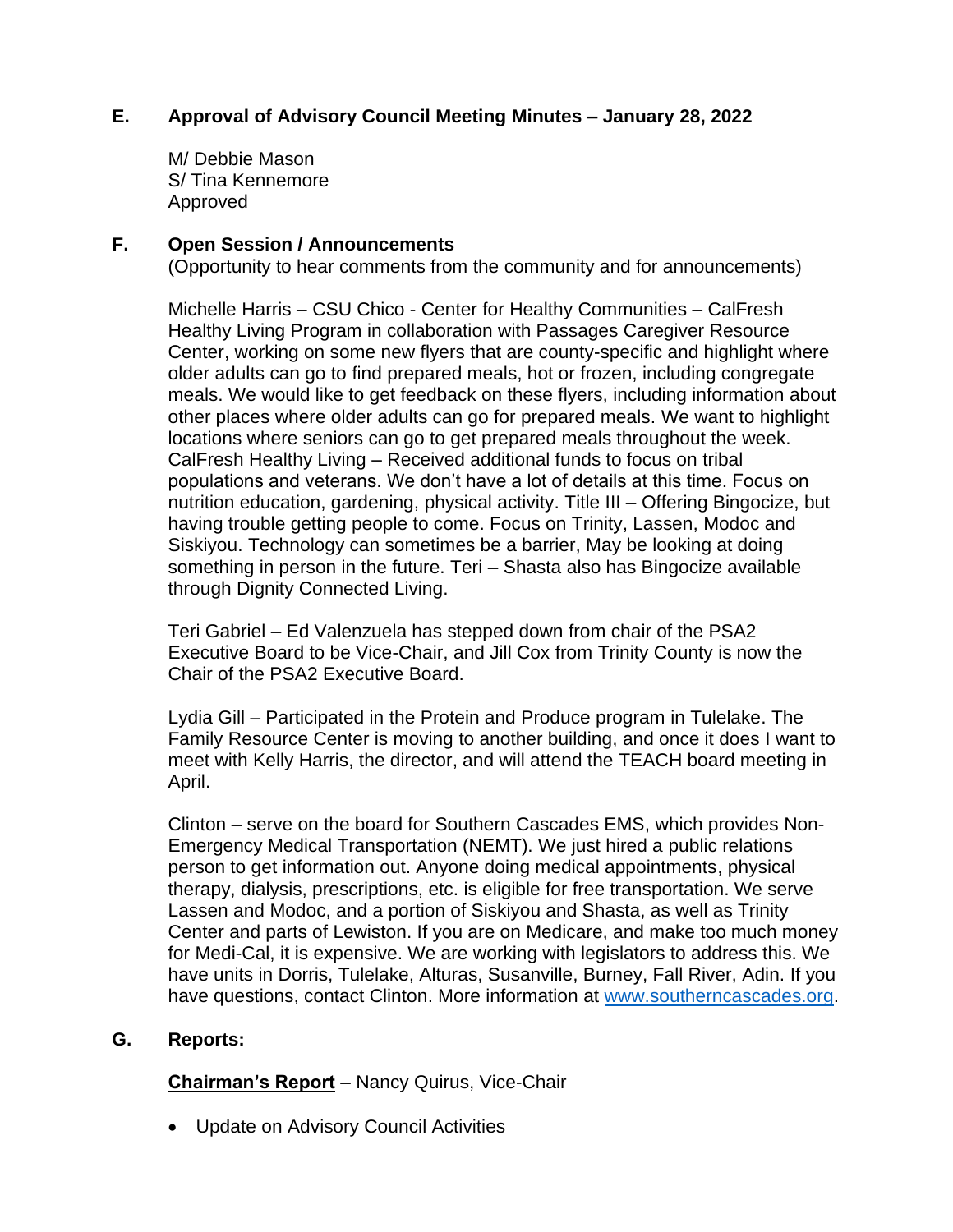## E. Approval of Advisory Council Meeting Minutes – January 28, 2022

M/ Debbie Mason
S/ Tina Kennemore
Approved

## F. Open Session / Announcements

(Opportunity to hear comments from the community and for announcements)

Michelle Harris – CSU Chico - Center for Healthy Communities – CalFresh Healthy Living Program in collaboration with Passages Caregiver Resource Center, working on some new flyers that are county-specific and highlight where older adults can go to find prepared meals, hot or frozen, including congregate meals. We would like to get feedback on these flyers, including information about other places where older adults can go for prepared meals. We want to highlight locations where seniors can go to get prepared meals throughout the week. CalFresh Healthy Living – Received additional funds to focus on tribal populations and veterans. We don't have a lot of details at this time. Focus on nutrition education, gardening, physical activity. Title III – Offering Bingocize, but having trouble getting people to come. Focus on Trinity, Lassen, Modoc and Siskiyou. Technology can sometimes be a barrier, May be looking at doing something in person in the future. Teri – Shasta also has Bingocize available through Dignity Connected Living.

Teri Gabriel – Ed Valenzuela has stepped down from chair of the PSA2 Executive Board to be Vice-Chair, and Jill Cox from Trinity County is now the Chair of the PSA2 Executive Board.

Lydia Gill – Participated in the Protein and Produce program in Tulelake. The Family Resource Center is moving to another building, and once it does I want to meet with Kelly Harris, the director, and will attend the TEACH board meeting in April.

Clinton – serve on the board for Southern Cascades EMS, which provides Non-Emergency Medical Transportation (NEMT). We just hired a public relations person to get information out. Anyone doing medical appointments, physical therapy, dialysis, prescriptions, etc. is eligible for free transportation. We serve Lassen and Modoc, and a portion of Siskiyou and Shasta, as well as Trinity Center and parts of Lewiston. If you are on Medicare, and make too much money for Medi-Cal, it is expensive. We are working with legislators to address this. We have units in Dorris, Tulelake, Alturas, Susanville, Burney, Fall River, Adin. If you have questions, contact Clinton. More information at [www.southerncascades.org](http://www.southerncascades.org).

## G. Reports:

**Chairman's Report** – Nancy Quirus, Vice-Chair

- Update on Advisory Council Activities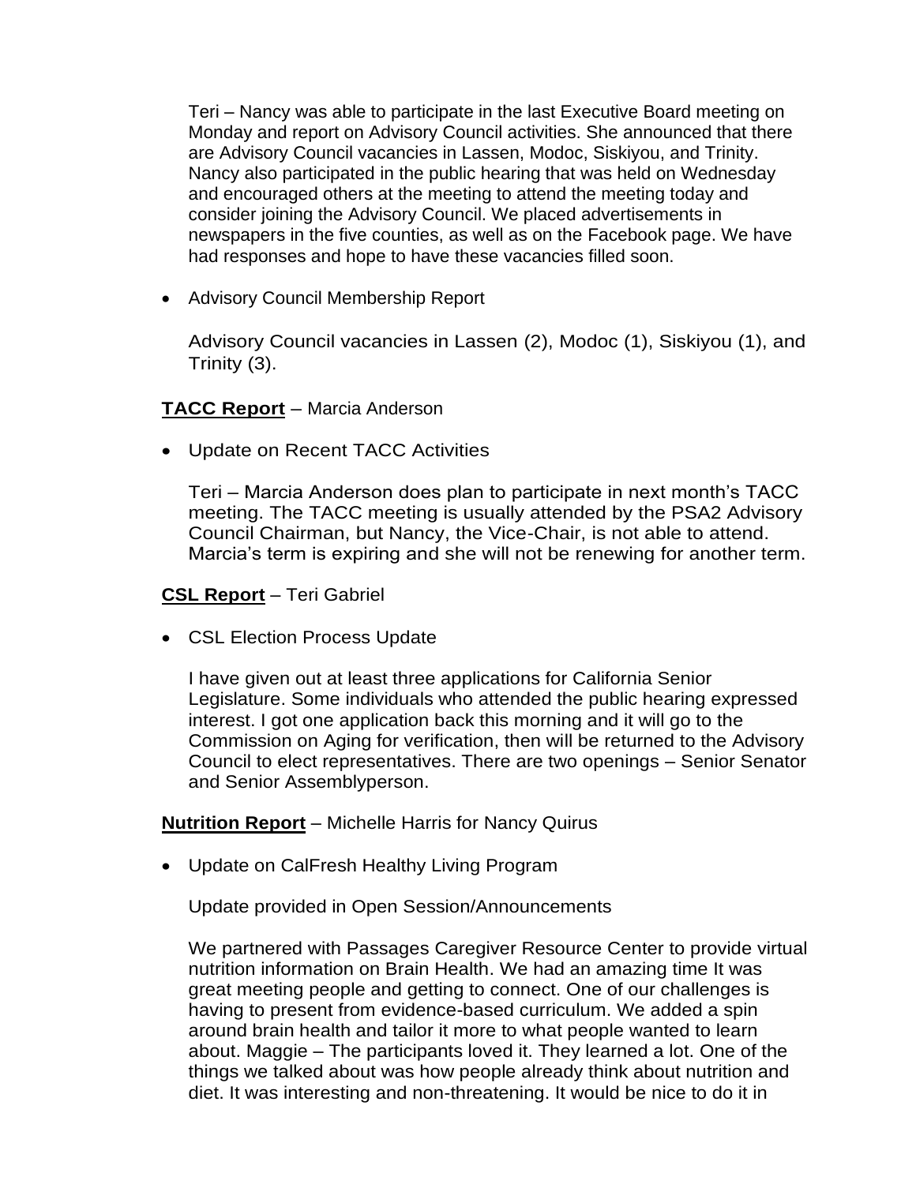Teri – Nancy was able to participate in the last Executive Board meeting on Monday and report on Advisory Council activities. She announced that there are Advisory Council vacancies in Lassen, Modoc, Siskiyou, and Trinity. Nancy also participated in the public hearing that was held on Wednesday and encouraged others at the meeting to attend the meeting today and consider joining the Advisory Council. We placed advertisements in newspapers in the five counties, as well as on the Facebook page. We have had responses and hope to have these vacancies filled soon.

- Advisory Council Membership Report

  Advisory Council vacancies in Lassen (2), Modoc (1), Siskiyou (1), and Trinity (3).

**TACC Report** – Marcia Anderson

- Update on Recent TACC Activities

  Teri – Marcia Anderson does plan to participate in next month's TACC meeting. The TACC meeting is usually attended by the PSA2 Advisory Council Chairman, but Nancy, the Vice-Chair, is not able to attend. Marcia's term is expiring and she will not be renewing for another term.

**CSL Report** – Teri Gabriel

- CSL Election Process Update

  I have given out at least three applications for California Senior Legislature. Some individuals who attended the public hearing expressed interest. I got one application back this morning and it will go to the Commission on Aging for verification, then will be returned to the Advisory Council to elect representatives. There are two openings – Senior Senator and Senior Assemblyperson.

**Nutrition Report** – Michelle Harris for Nancy Quirus

- Update on CalFresh Healthy Living Program

  Update provided in Open Session/Announcements

  We partnered with Passages Caregiver Resource Center to provide virtual nutrition information on Brain Health. We had an amazing time It was great meeting people and getting to connect. One of our challenges is having to present from evidence-based curriculum. We added a spin around brain health and tailor it more to what people wanted to learn about. Maggie – The participants loved it. They learned a lot. One of the things we talked about was how people already think about nutrition and diet. It was interesting and non-threatening. It would be nice to do it in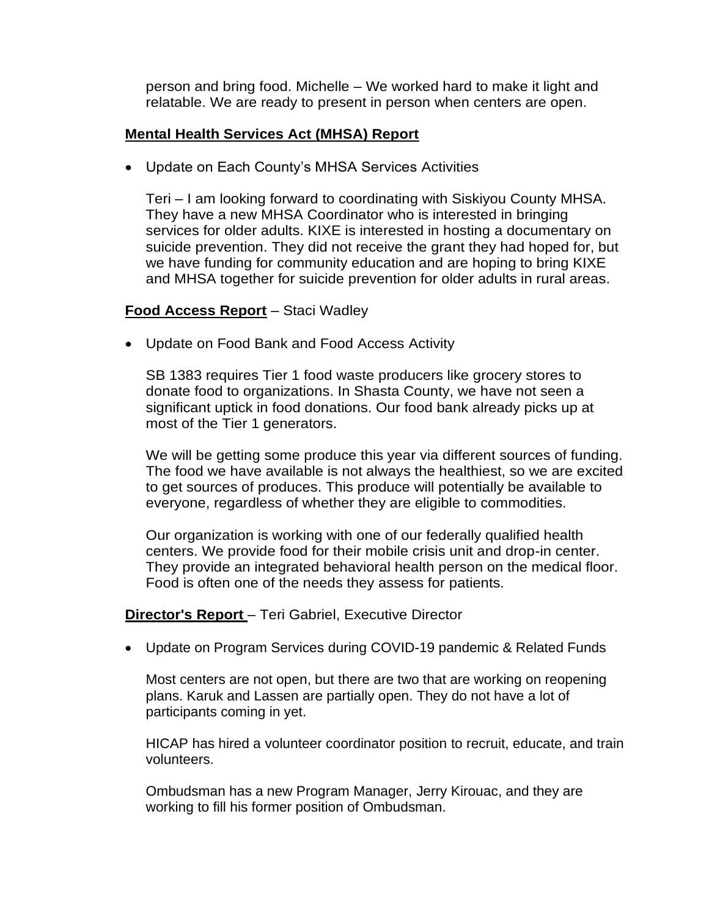person and bring food. Michelle – We worked hard to make it light and relatable. We are ready to present in person when centers are open.

**<u>Mental Health Services Act (MHSA) Report</u>**

- Update on Each County's MHSA Services Activities

  Teri – I am looking forward to coordinating with Siskiyou County MHSA. They have a new MHSA Coordinator who is interested in bringing services for older adults. KIXE is interested in hosting a documentary on suicide prevention. They did not receive the grant they had hoped for, but we have funding for community education and are hoping to bring KIXE and MHSA together for suicide prevention for older adults in rural areas.

**<u>Food Access Report</u>** – Staci Wadley

- Update on Food Bank and Food Access Activity

  SB 1383 requires Tier 1 food waste producers like grocery stores to donate food to organizations. In Shasta County, we have not seen a significant uptick in food donations. Our food bank already picks up at most of the Tier 1 generators.

  We will be getting some produce this year via different sources of funding. The food we have available is not always the healthiest, so we are excited to get sources of produces. This produce will potentially be available to everyone, regardless of whether they are eligible to commodities.

  Our organization is working with one of our federally qualified health centers. We provide food for their mobile crisis unit and drop-in center. They provide an integrated behavioral health person on the medical floor. Food is often one of the needs they assess for patients.

**<u>Director's Report</u>** – Teri Gabriel, Executive Director

- Update on Program Services during COVID-19 pandemic & Related Funds

  Most centers are not open, but there are two that are working on reopening plans. Karuk and Lassen are partially open. They do not have a lot of participants coming in yet.

  HICAP has hired a volunteer coordinator position to recruit, educate, and train volunteers.

  Ombudsman has a new Program Manager, Jerry Kirouac, and they are working to fill his former position of Ombudsman.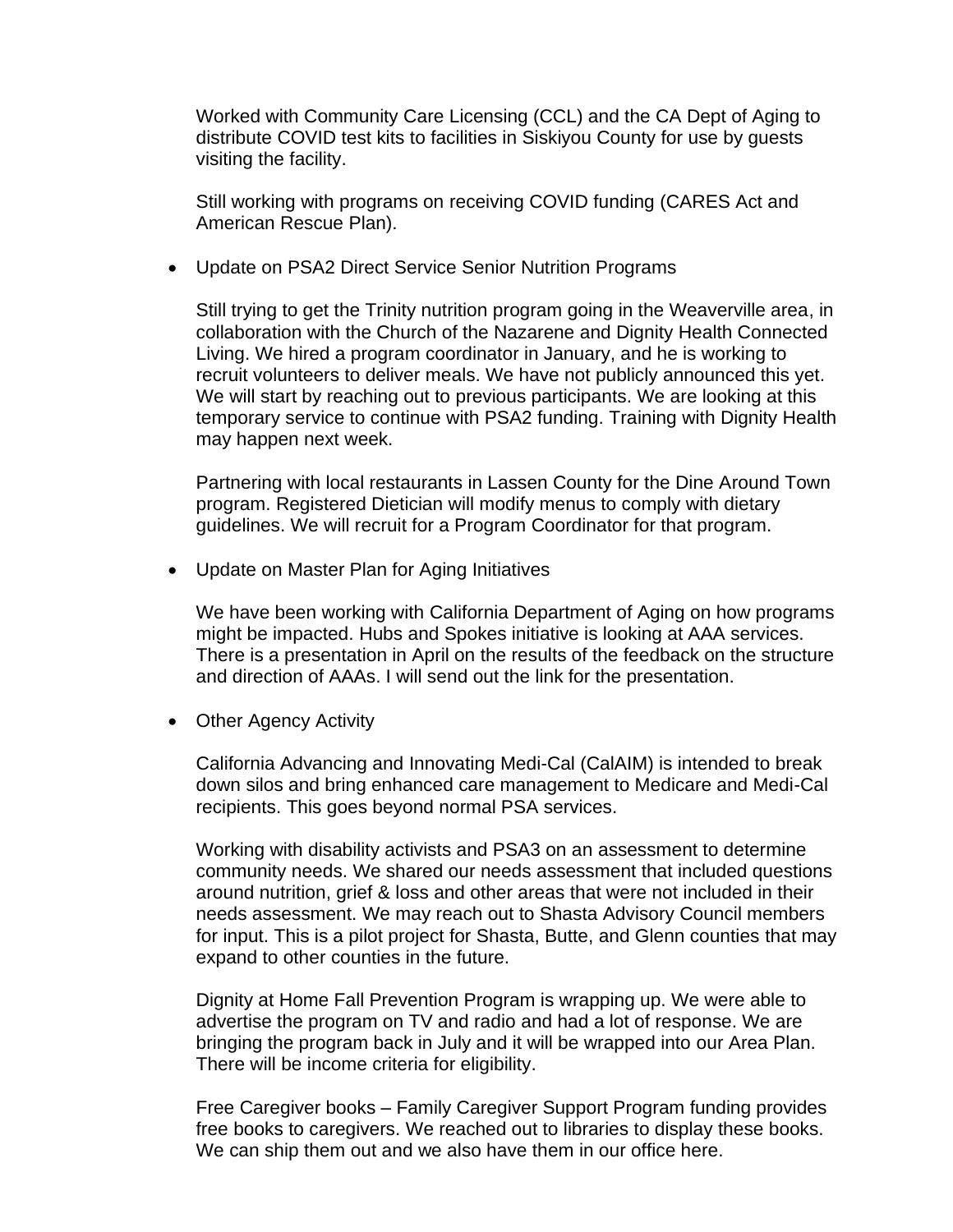Worked with Community Care Licensing (CCL) and the CA Dept of Aging to distribute COVID test kits to facilities in Siskiyou County for use by guests visiting the facility.

Still working with programs on receiving COVID funding (CARES Act and American Rescue Plan).

- Update on PSA2 Direct Service Senior Nutrition Programs

  Still trying to get the Trinity nutrition program going in the Weaverville area, in collaboration with the Church of the Nazarene and Dignity Health Connected Living. We hired a program coordinator in January, and he is working to recruit volunteers to deliver meals. We have not publicly announced this yet. We will start by reaching out to previous participants. We are looking at this temporary service to continue with PSA2 funding. Training with Dignity Health may happen next week.

  Partnering with local restaurants in Lassen County for the Dine Around Town program. Registered Dietician will modify menus to comply with dietary guidelines. We will recruit for a Program Coordinator for that program.

- Update on Master Plan for Aging Initiatives

  We have been working with California Department of Aging on how programs might be impacted. Hubs and Spokes initiative is looking at AAA services. There is a presentation in April on the results of the feedback on the structure and direction of AAAs. I will send out the link for the presentation.

- Other Agency Activity

  California Advancing and Innovating Medi-Cal (CalAIM) is intended to break down silos and bring enhanced care management to Medicare and Medi-Cal recipients. This goes beyond normal PSA services.

  Working with disability activists and PSA3 on an assessment to determine community needs. We shared our needs assessment that included questions around nutrition, grief & loss and other areas that were not included in their needs assessment. We may reach out to Shasta Advisory Council members for input. This is a pilot project for Shasta, Butte, and Glenn counties that may expand to other counties in the future.

  Dignity at Home Fall Prevention Program is wrapping up. We were able to advertise the program on TV and radio and had a lot of response. We are bringing the program back in July and it will be wrapped into our Area Plan. There will be income criteria for eligibility.

  Free Caregiver books – Family Caregiver Support Program funding provides free books to caregivers. We reached out to libraries to display these books. We can ship them out and we also have them in our office here.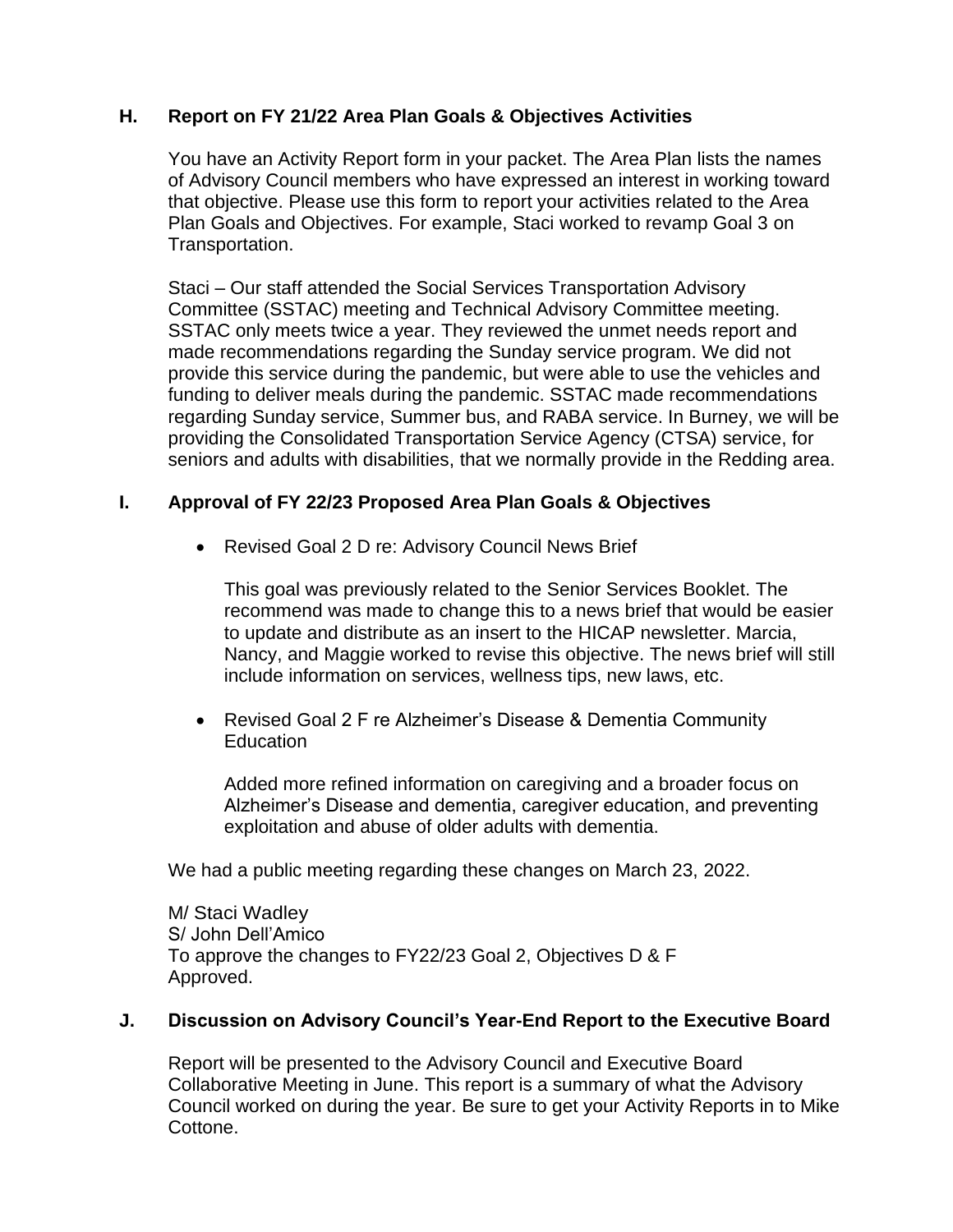### H. Report on FY 21/22 Area Plan Goals & Objectives Activities

You have an Activity Report form in your packet. The Area Plan lists the names of Advisory Council members who have expressed an interest in working toward that objective. Please use this form to report your activities related to the Area Plan Goals and Objectives. For example, Staci worked to revamp Goal 3 on Transportation.

Staci – Our staff attended the Social Services Transportation Advisory Committee (SSTAC) meeting and Technical Advisory Committee meeting. SSTAC only meets twice a year. They reviewed the unmet needs report and made recommendations regarding the Sunday service program. We did not provide this service during the pandemic, but were able to use the vehicles and funding to deliver meals during the pandemic. SSTAC made recommendations regarding Sunday service, Summer bus, and RABA service. In Burney, we will be providing the Consolidated Transportation Service Agency (CTSA) service, for seniors and adults with disabilities, that we normally provide in the Redding area.

### I. Approval of FY 22/23 Proposed Area Plan Goals & Objectives

- Revised Goal 2 D re: Advisory Council News Brief

  This goal was previously related to the Senior Services Booklet. The recommend was made to change this to a news brief that would be easier to update and distribute as an insert to the HICAP newsletter. Marcia, Nancy, and Maggie worked to revise this objective. The news brief will still include information on services, wellness tips, new laws, etc.

- Revised Goal 2 F re Alzheimer's Disease & Dementia Community Education

  Added more refined information on caregiving and a broader focus on Alzheimer's Disease and dementia, caregiver education, and preventing exploitation and abuse of older adults with dementia.

We had a public meeting regarding these changes on March 23, 2022.

M/ Staci Wadley
S/ John Dell'Amico
To approve the changes to FY22/23 Goal 2, Objectives D & F
Approved.

### J. Discussion on Advisory Council's Year-End Report to the Executive Board

Report will be presented to the Advisory Council and Executive Board Collaborative Meeting in June. This report is a summary of what the Advisory Council worked on during the year. Be sure to get your Activity Reports in to Mike Cottone.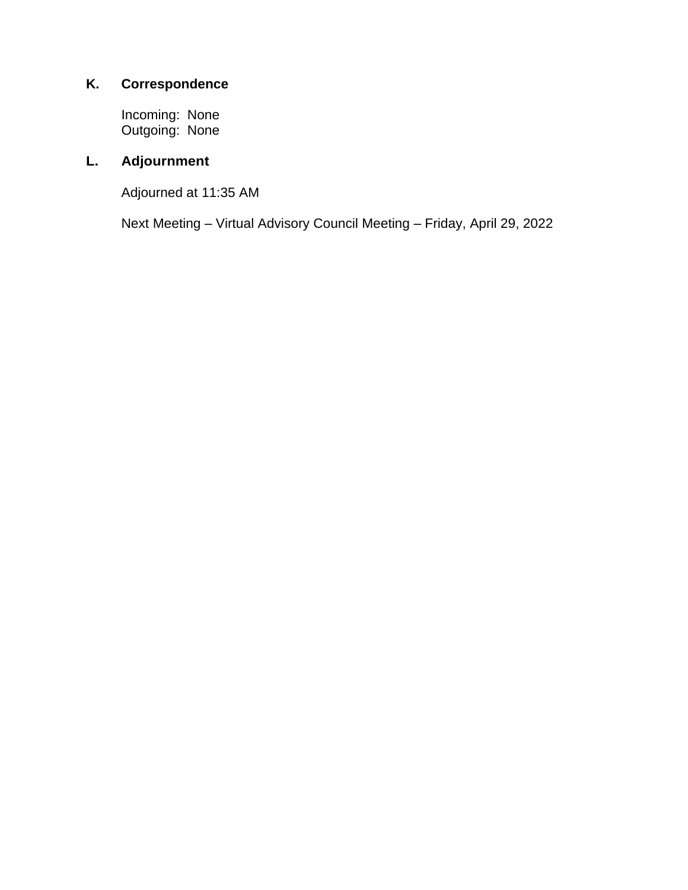## K. Correspondence

Incoming: None
Outgoing: None

## L. Adjournment

Adjourned at 11:35 AM

Next Meeting – Virtual Advisory Council Meeting – Friday, April 29, 2022